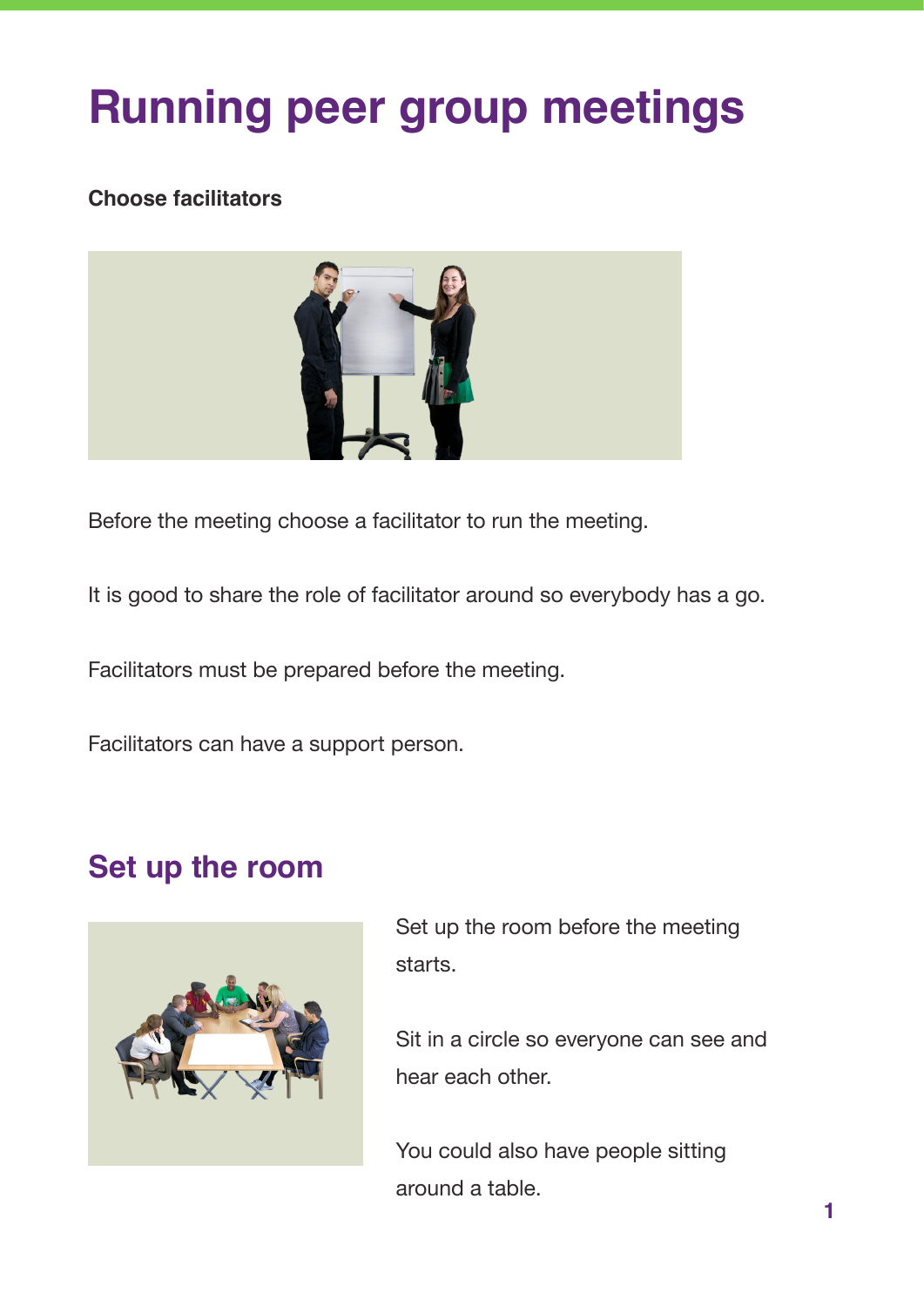# Running peer group meetings

**Choose facilitators**

Before the meeting choose a facilitator to run the meeting.

It is good to share the role of facilitator around so everybody has a go.

Facilitators must be prepared before the meeting.

Facilitators can have a support person.

## Set up the room

Set up the room before the meeting starts.

Sit in a circle so everyone can see and hear each other.

You could also have people sitting around a table.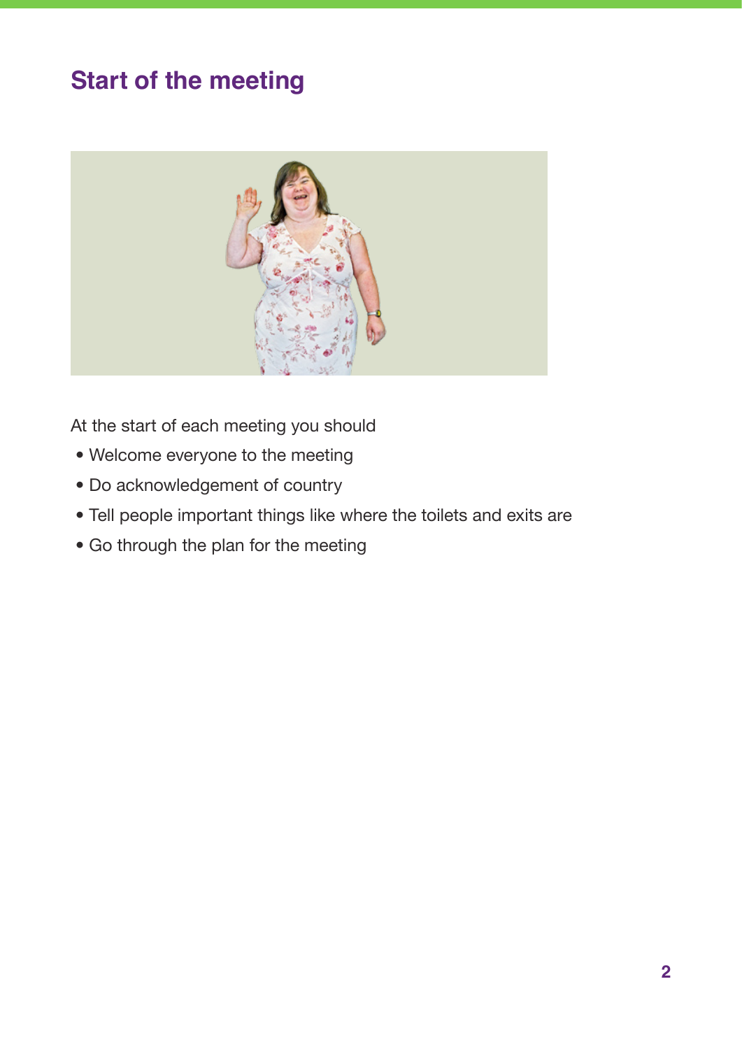## Start of the meeting

At the start of each meeting you should

- Welcome everyone to the meeting
- Do acknowledgement of country
- Tell people important things like where the toilets and exits are
- Go through the plan for the meeting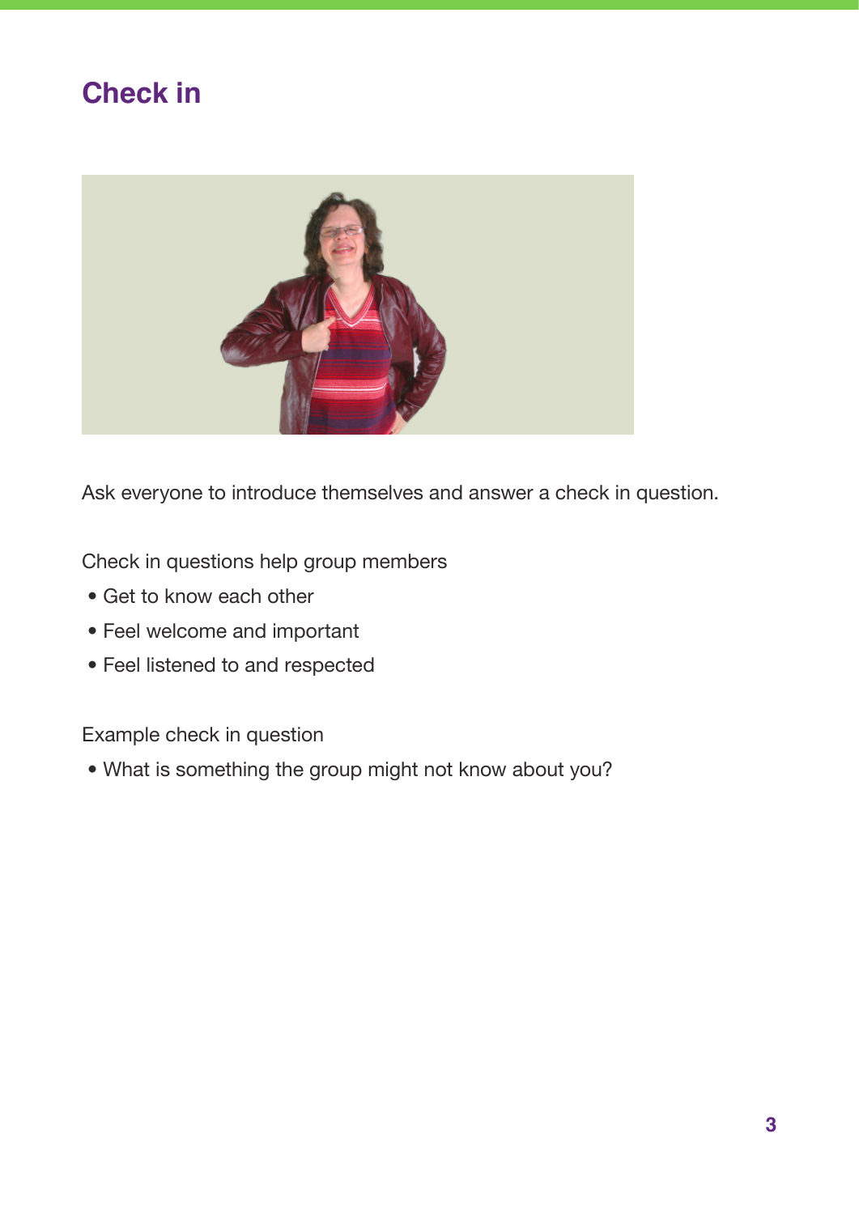# Check in

Ask everyone to introduce themselves and answer a check in question.

Check in questions help group members

- Get to know each other
- Feel welcome and important
- Feel listened to and respected

Example check in question

- What is something the group might not know about you?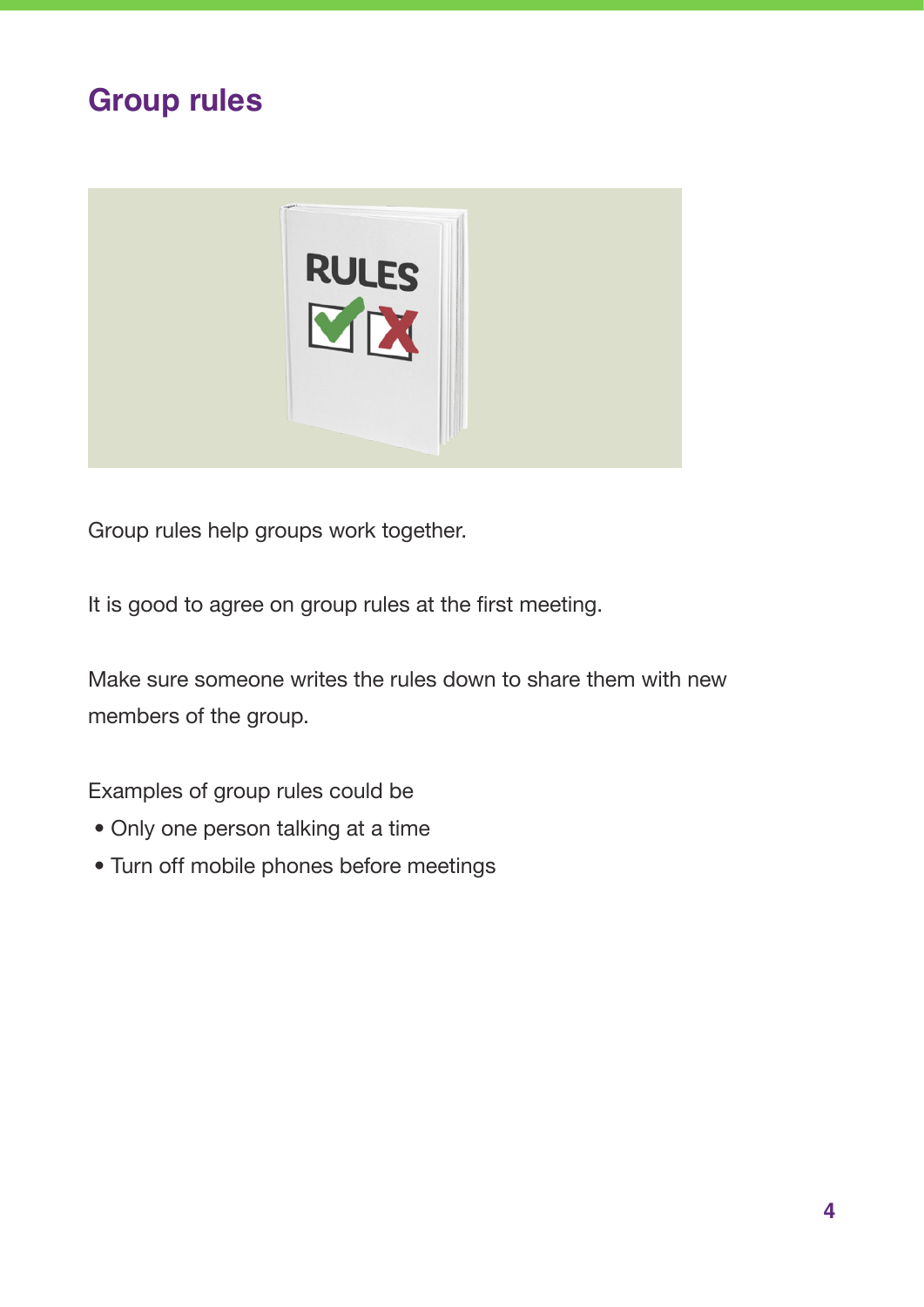## Group rules

Group rules help groups work together.

It is good to agree on group rules at the first meeting.

Make sure someone writes the rules down to share them with new members of the group.

Examples of group rules could be

- Only one person talking at a time
- Turn off mobile phones before meetings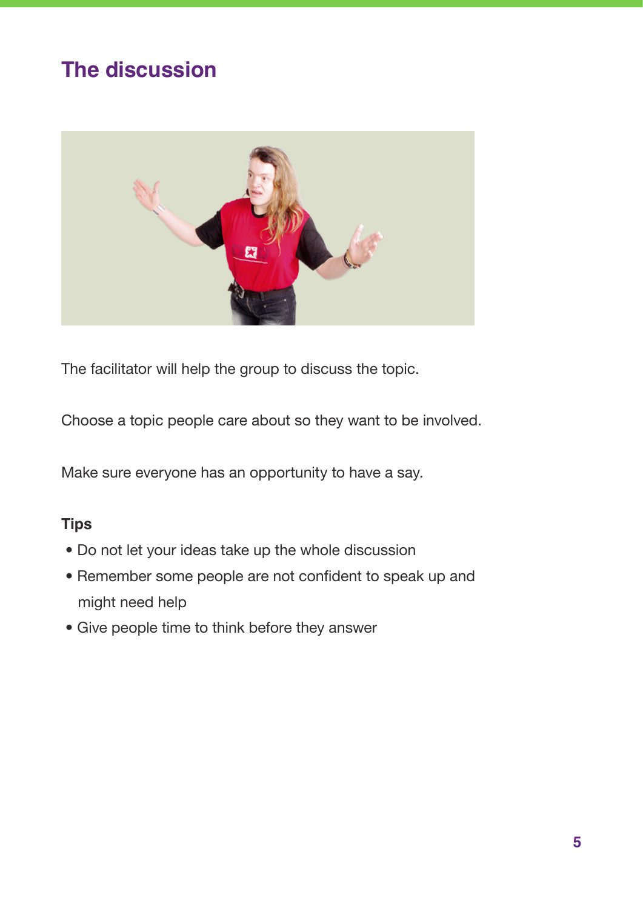## The discussion

The facilitator will help the group to discuss the topic.

Choose a topic people care about so they want to be involved.

Make sure everyone has an opportunity to have a say.

**Tips**

- Do not let your ideas take up the whole discussion
- Remember some people are not confident to speak up and might need help
- Give people time to think before they answer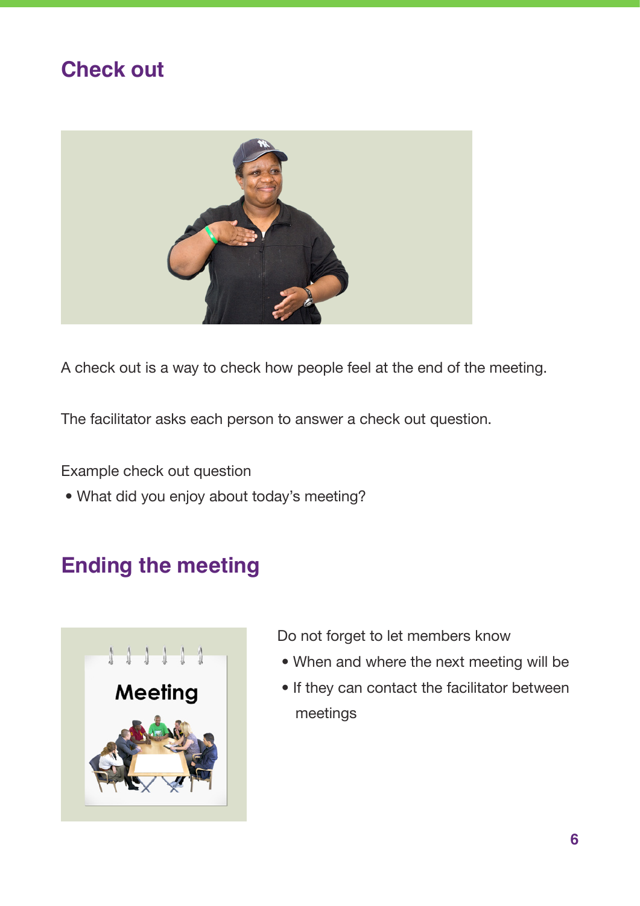## Check out

A check out is a way to check how people feel at the end of the meeting.

The facilitator asks each person to answer a check out question.

Example check out question

- What did you enjoy about today's meeting?

## Ending the meeting

Do not forget to let members know

- When and where the next meeting will be
- If they can contact the facilitator between meetings